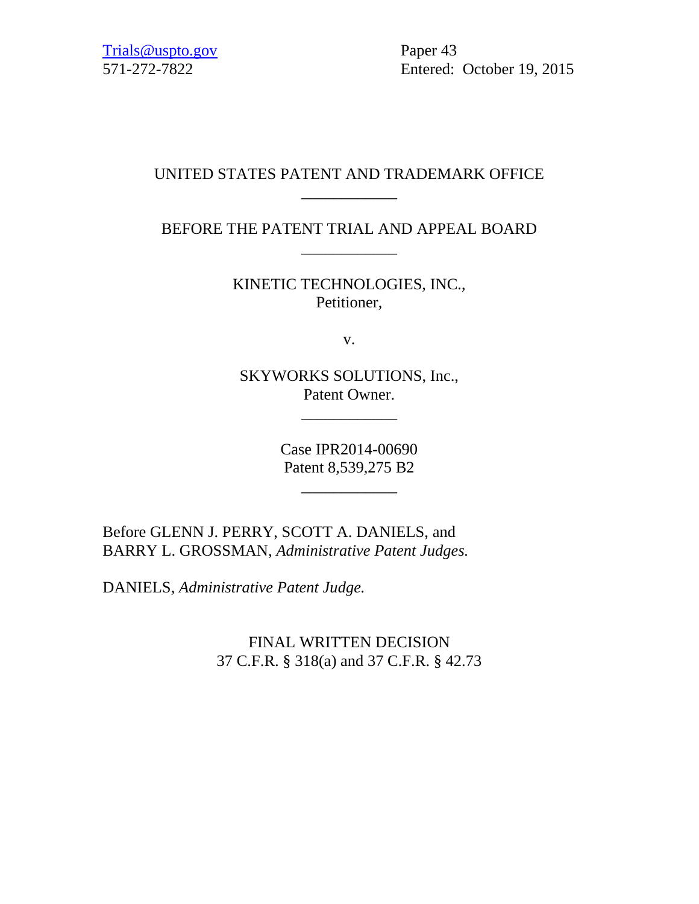Trials@uspto.gov
571-272-7822

Paper 43
Entered: October 19, 2015

UNITED STATES PATENT AND TRADEMARK OFFICE

____________

BEFORE THE PATENT TRIAL AND APPEAL BOARD

____________

KINETIC TECHNOLOGIES, INC.,
Petitioner,

v.

SKYWORKS SOLUTIONS, Inc.,
Patent Owner.

____________

Case IPR2014-00690
Patent 8,539,275 B2

____________

Before GLENN J. PERRY, SCOTT A. DANIELS, and
BARRY L. GROSSMAN, *Administrative Patent Judges.*

DANIELS, *Administrative Patent Judge.*

FINAL WRITTEN DECISION
37 C.F.R. § 318(a) and 37 C.F.R. § 42.73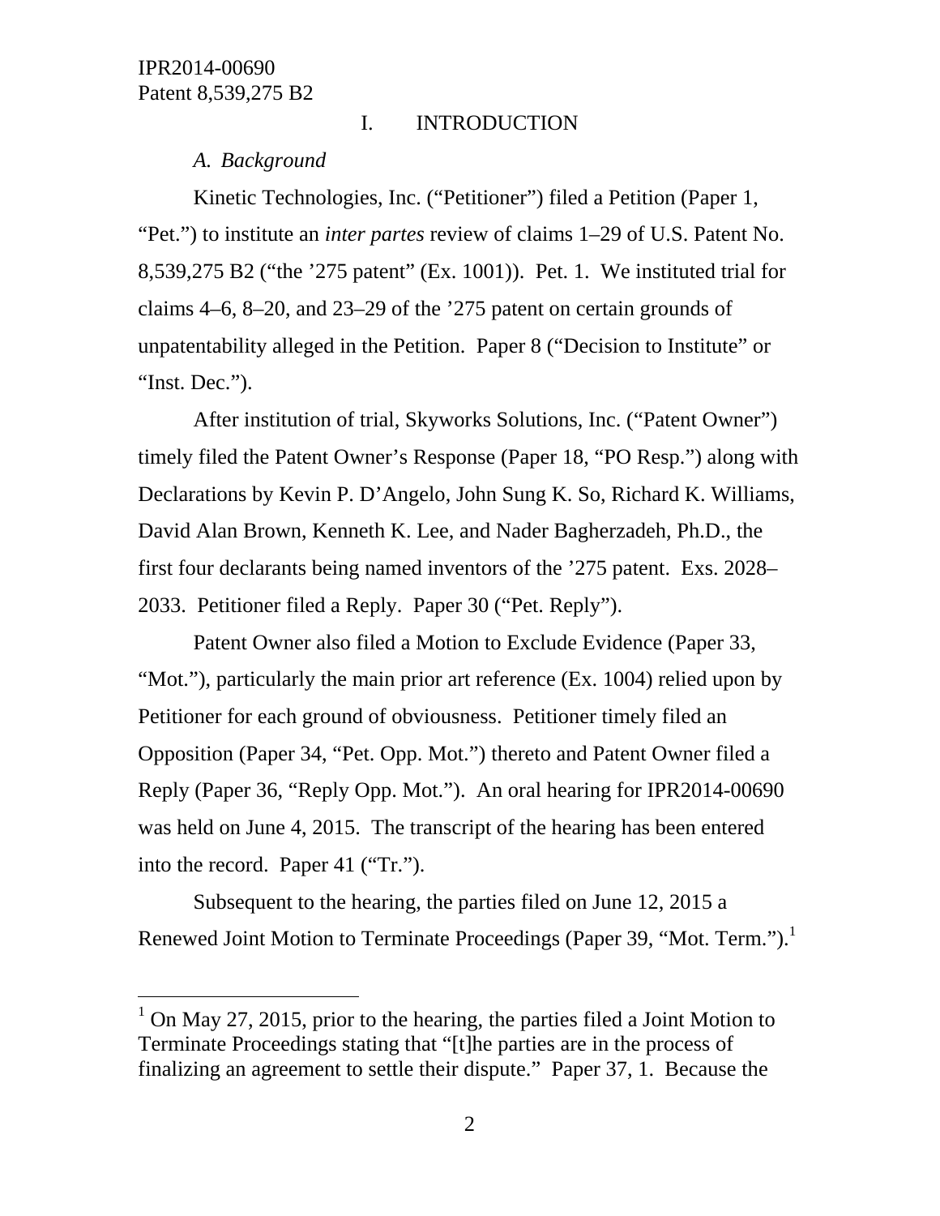# I. INTRODUCTION

## *A. Background*

Kinetic Technologies, Inc. ("Petitioner") filed a Petition (Paper 1, "Pet.") to institute an *inter partes* review of claims 1–29 of U.S. Patent No. 8,539,275 B2 ("the '275 patent" (Ex. 1001)). Pet. 1. We instituted trial for claims 4–6, 8–20, and 23–29 of the '275 patent on certain grounds of unpatentability alleged in the Petition. Paper 8 ("Decision to Institute" or "Inst. Dec.").

After institution of trial, Skyworks Solutions, Inc. ("Patent Owner") timely filed the Patent Owner's Response (Paper 18, "PO Resp.") along with Declarations by Kevin P. D'Angelo, John Sung K. So, Richard K. Williams, David Alan Brown, Kenneth K. Lee, and Nader Bagherzadeh, Ph.D., the first four declarants being named inventors of the '275 patent. Exs. 2028–2033. Petitioner filed a Reply. Paper 30 ("Pet. Reply").

Patent Owner also filed a Motion to Exclude Evidence (Paper 33, "Mot."), particularly the main prior art reference (Ex. 1004) relied upon by Petitioner for each ground of obviousness. Petitioner timely filed an Opposition (Paper 34, "Pet. Opp. Mot.") thereto and Patent Owner filed a Reply (Paper 36, "Reply Opp. Mot."). An oral hearing for IPR2014-00690 was held on June 4, 2015. The transcript of the hearing has been entered into the record. Paper 41 ("Tr.").

Subsequent to the hearing, the parties filed on June 12, 2015 a Renewed Joint Motion to Terminate Proceedings (Paper 39, "Mot. Term.").[1]

---

[1] On May 27, 2015, prior to the hearing, the parties filed a Joint Motion to Terminate Proceedings stating that "[t]he parties are in the process of finalizing an agreement to settle their dispute." Paper 37, 1. Because the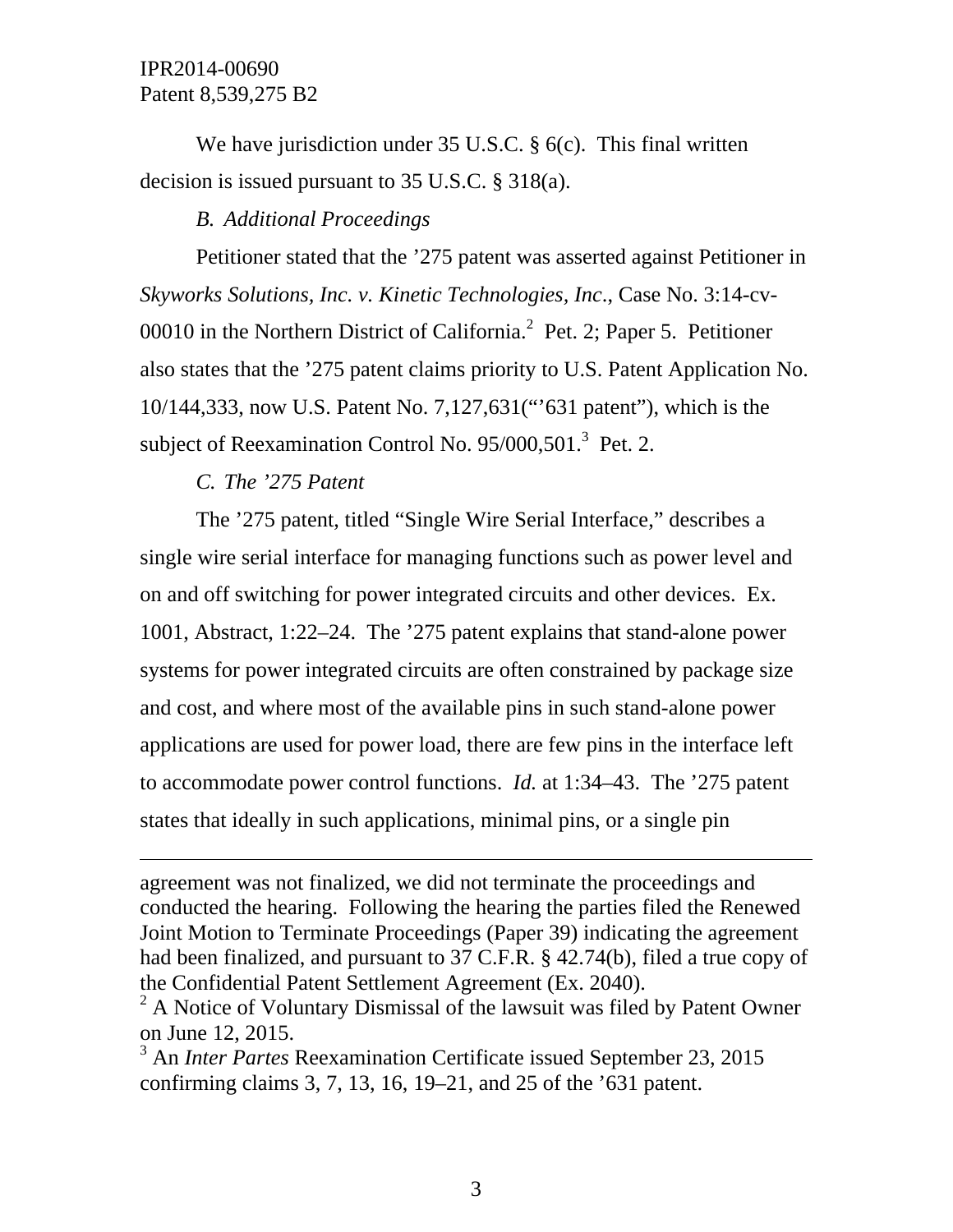We have jurisdiction under 35 U.S.C. § 6(c). This final written decision is issued pursuant to 35 U.S.C. § 318(a).

*B. Additional Proceedings*

Petitioner stated that the ’275 patent was asserted against Petitioner in *Skyworks Solutions, Inc. v. Kinetic Technologies, Inc*., Case No. 3:14-cv-00010 in the Northern District of California.[2] Pet. 2; Paper 5. Petitioner also states that the ’275 patent claims priority to U.S. Patent Application No. 10/144,333, now U.S. Patent No. 7,127,631(“’631 patent”), which is the subject of Reexamination Control No. 95/000,501.[3] Pet. 2.

*C. The ’275 Patent*

The ’275 patent, titled “Single Wire Serial Interface,” describes a single wire serial interface for managing functions such as power level and on and off switching for power integrated circuits and other devices. Ex. 1001, Abstract, 1:22–24. The ’275 patent explains that stand-alone power systems for power integrated circuits are often constrained by package size and cost, and where most of the available pins in such stand-alone power applications are used for power load, there are few pins in the interface left to accommodate power control functions. *Id.* at 1:34–43. The ’275 patent states that ideally in such applications, minimal pins, or a single pin

---

agreement was not finalized, we did not terminate the proceedings and conducted the hearing. Following the hearing the parties filed the Renewed Joint Motion to Terminate Proceedings (Paper 39) indicating the agreement had been finalized, and pursuant to 37 C.F.R. § 42.74(b), filed a true copy of the Confidential Patent Settlement Agreement (Ex. 2040).

[2] A Notice of Voluntary Dismissal of the lawsuit was filed by Patent Owner on June 12, 2015.

[3] An *Inter Partes* Reexamination Certificate issued September 23, 2015 confirming claims 3, 7, 13, 16, 19–21, and 25 of the ’631 patent.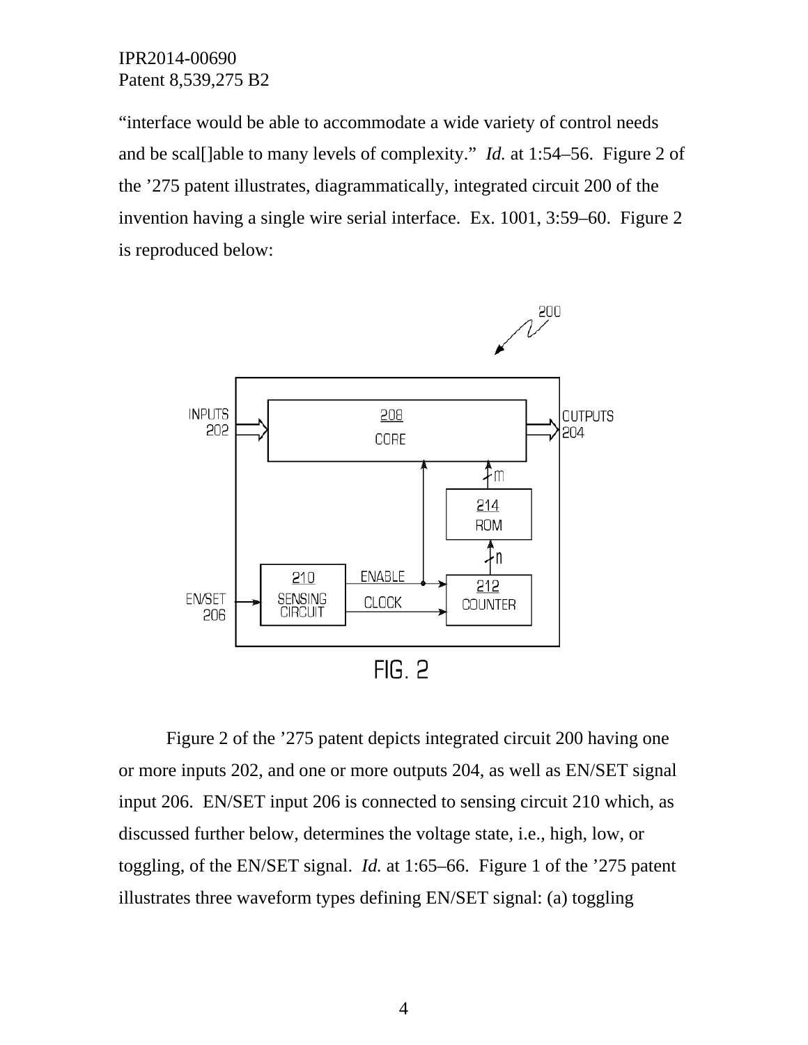"interface would be able to accommodate a wide variety of control needs and be scal[]able to many levels of complexity." *Id.* at 1:54–56. Figure 2 of the '275 patent illustrates, diagrammatically, integrated circuit 200 of the invention having a single wire serial interface. Ex. 1001, 3:59–60. Figure 2 is reproduced below:

Figure 2 of the '275 patent depicts integrated circuit 200 having one or more inputs 202, and one or more outputs 204, as well as EN/SET signal input 206. EN/SET input 206 is connected to sensing circuit 210 which, as discussed further below, determines the voltage state, i.e., high, low, or toggling, of the EN/SET signal. *Id.* at 1:65–66. Figure 1 of the '275 patent illustrates three waveform types defining EN/SET signal: (a) toggling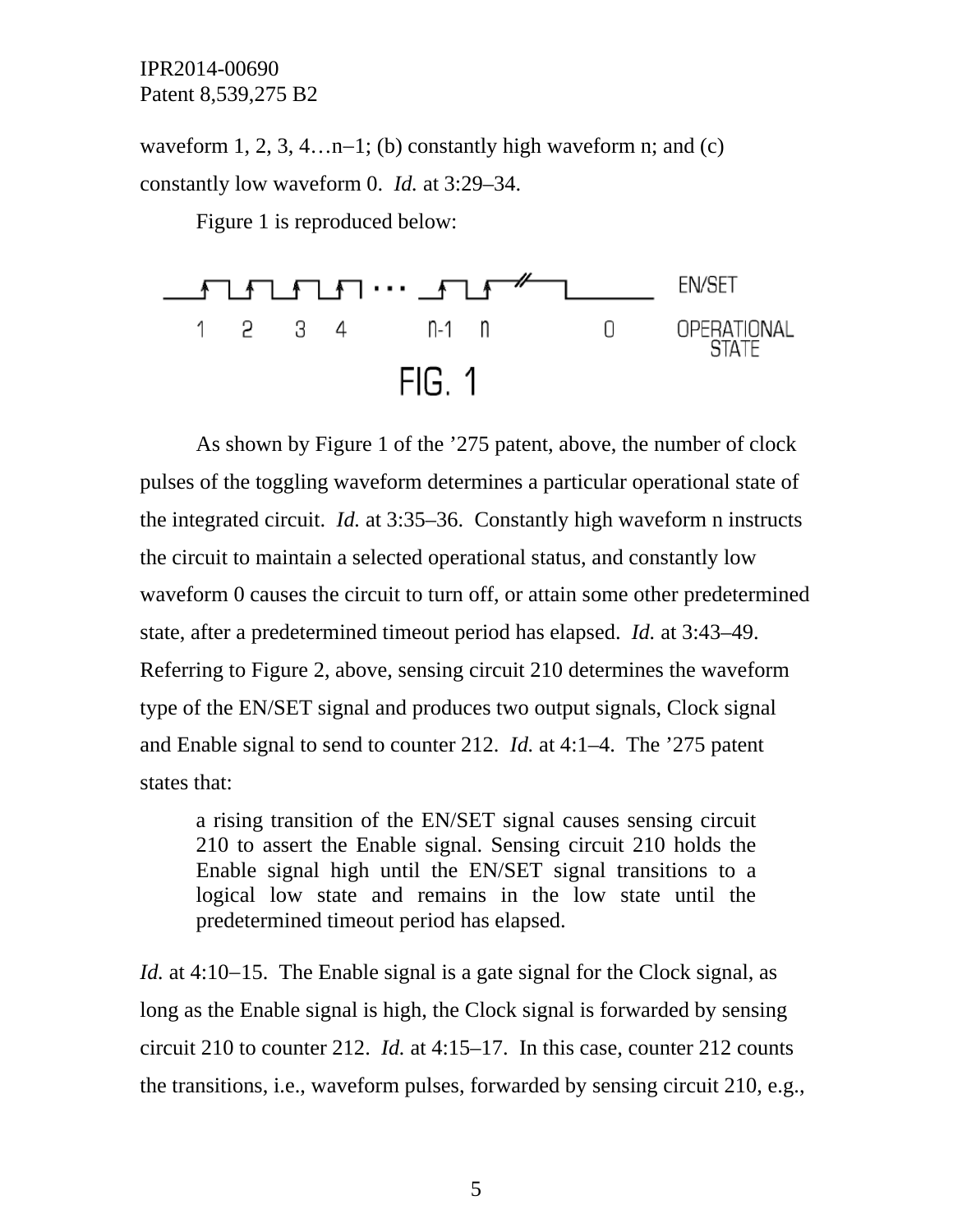waveform 1, 2, 3, 4…n–1; (b) constantly high waveform n; and (c) constantly low waveform 0. *Id.* at 3:29–34.

Figure 1 is reproduced below:

FIG. 1

As shown by Figure 1 of the ’275 patent, above, the number of clock pulses of the toggling waveform determines a particular operational state of the integrated circuit. *Id.* at 3:35–36. Constantly high waveform n instructs the circuit to maintain a selected operational status, and constantly low waveform 0 causes the circuit to turn off, or attain some other predetermined state, after a predetermined timeout period has elapsed. *Id.* at 3:43–49. Referring to Figure 2, above, sensing circuit 210 determines the waveform type of the EN/SET signal and produces two output signals, Clock signal and Enable signal to send to counter 212. *Id.* at 4:1–4. The ’275 patent states that:

> a rising transition of the EN/SET signal causes sensing circuit 210 to assert the Enable signal. Sensing circuit 210 holds the Enable signal high until the EN/SET signal transitions to a logical low state and remains in the low state until the predetermined timeout period has elapsed.

*Id.* at 4:10–15. The Enable signal is a gate signal for the Clock signal, as long as the Enable signal is high, the Clock signal is forwarded by sensing circuit 210 to counter 212. *Id.* at 4:15–17. In this case, counter 212 counts the transitions, i.e., waveform pulses, forwarded by sensing circuit 210, e.g.,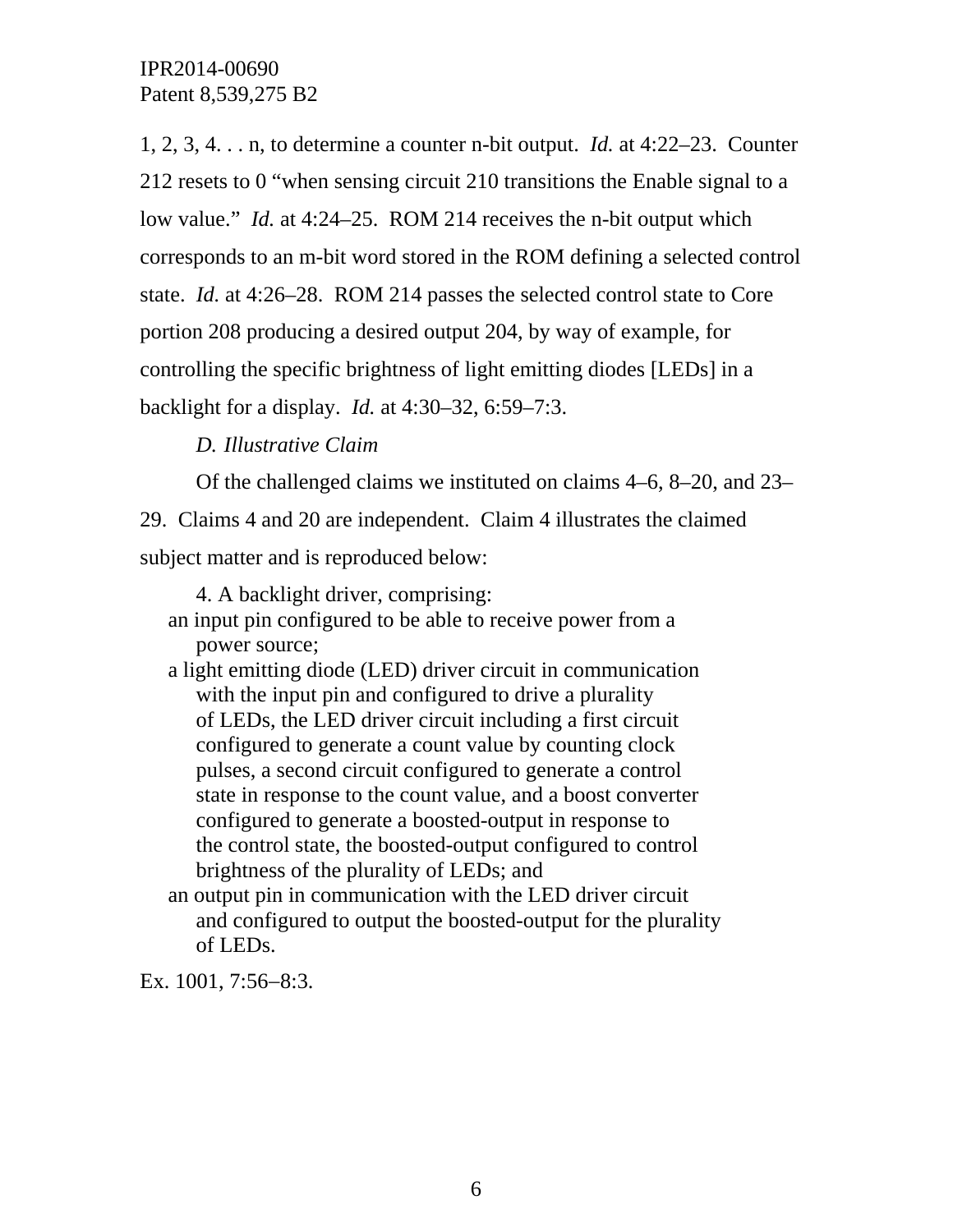1, 2, 3, 4. . . n, to determine a counter n-bit output. *Id.* at 4:22–23. Counter 212 resets to 0 "when sensing circuit 210 transitions the Enable signal to a low value." *Id.* at 4:24–25. ROM 214 receives the n-bit output which corresponds to an m-bit word stored in the ROM defining a selected control state. *Id.* at 4:26–28. ROM 214 passes the selected control state to Core portion 208 producing a desired output 204, by way of example, for controlling the specific brightness of light emitting diodes [LEDs] in a backlight for a display. *Id.* at 4:30–32, 6:59–7:3.

*D. Illustrative Claim*

Of the challenged claims we instituted on claims 4–6, 8–20, and 23–29. Claims 4 and 20 are independent. Claim 4 illustrates the claimed subject matter and is reproduced below:

> 4. A backlight driver, comprising:
>
> an input pin configured to be able to receive power from a power source;
>
> a light emitting diode (LED) driver circuit in communication with the input pin and configured to drive a plurality of LEDs, the LED driver circuit including a first circuit configured to generate a count value by counting clock pulses, a second circuit configured to generate a control state in response to the count value, and a boost converter configured to generate a boosted-output in response to the control state, the boosted-output configured to control brightness of the plurality of LEDs; and
>
> an output pin in communication with the LED driver circuit and configured to output the boosted-output for the plurality of LEDs.

Ex. 1001, 7:56–8:3.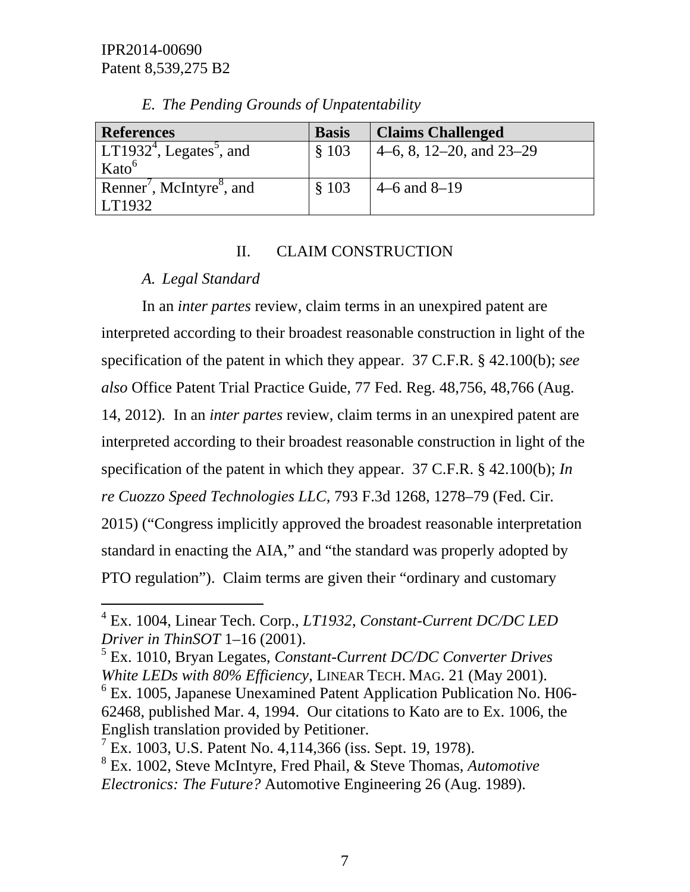*E. The Pending Grounds of Unpatentability*

| References | Basis | Claims Challenged |
| --- | --- | --- |
| LT1932[4], Legates[5], and Kato[6] | § 103 | 4–6, 8, 12–20, and 23–29 |
| Renner[7], McIntyre[8], and LT1932 | § 103 | 4–6 and 8–19 |

## II. CLAIM CONSTRUCTION

### *A. Legal Standard*

In an *inter partes* review, claim terms in an unexpired patent are interpreted according to their broadest reasonable construction in light of the specification of the patent in which they appear. 37 C.F.R. § 42.100(b); *see also* Office Patent Trial Practice Guide, 77 Fed. Reg. 48,756, 48,766 (Aug. 14, 2012). In an *inter partes* review, claim terms in an unexpired patent are interpreted according to their broadest reasonable construction in light of the specification of the patent in which they appear. 37 C.F.R. § 42.100(b); *In re Cuozzo Speed Technologies LLC*, 793 F.3d 1268, 1278–79 (Fed. Cir. 2015) ("Congress implicitly approved the broadest reasonable interpretation standard in enacting the AIA," and "the standard was properly adopted by PTO regulation"). Claim terms are given their "ordinary and customary

---

[4] Ex. 1004, Linear Tech. Corp., *LT1932, Constant-Current DC/DC LED Driver in ThinSOT* 1–16 (2001).

[5] Ex. 1010, Bryan Legates, *Constant-Current DC/DC Converter Drives White LEDs with 80% Efficiency*, LINEAR TECH. MAG. 21 (May 2001).

[6] Ex. 1005, Japanese Unexamined Patent Application Publication No. H06-62468, published Mar. 4, 1994. Our citations to Kato are to Ex. 1006, the English translation provided by Petitioner.

[7] Ex. 1003, U.S. Patent No. 4,114,366 (iss. Sept. 19, 1978).

[8] Ex. 1002, Steve McIntyre, Fred Phail, & Steve Thomas, *Automotive Electronics: The Future?* Automotive Engineering 26 (Aug. 1989).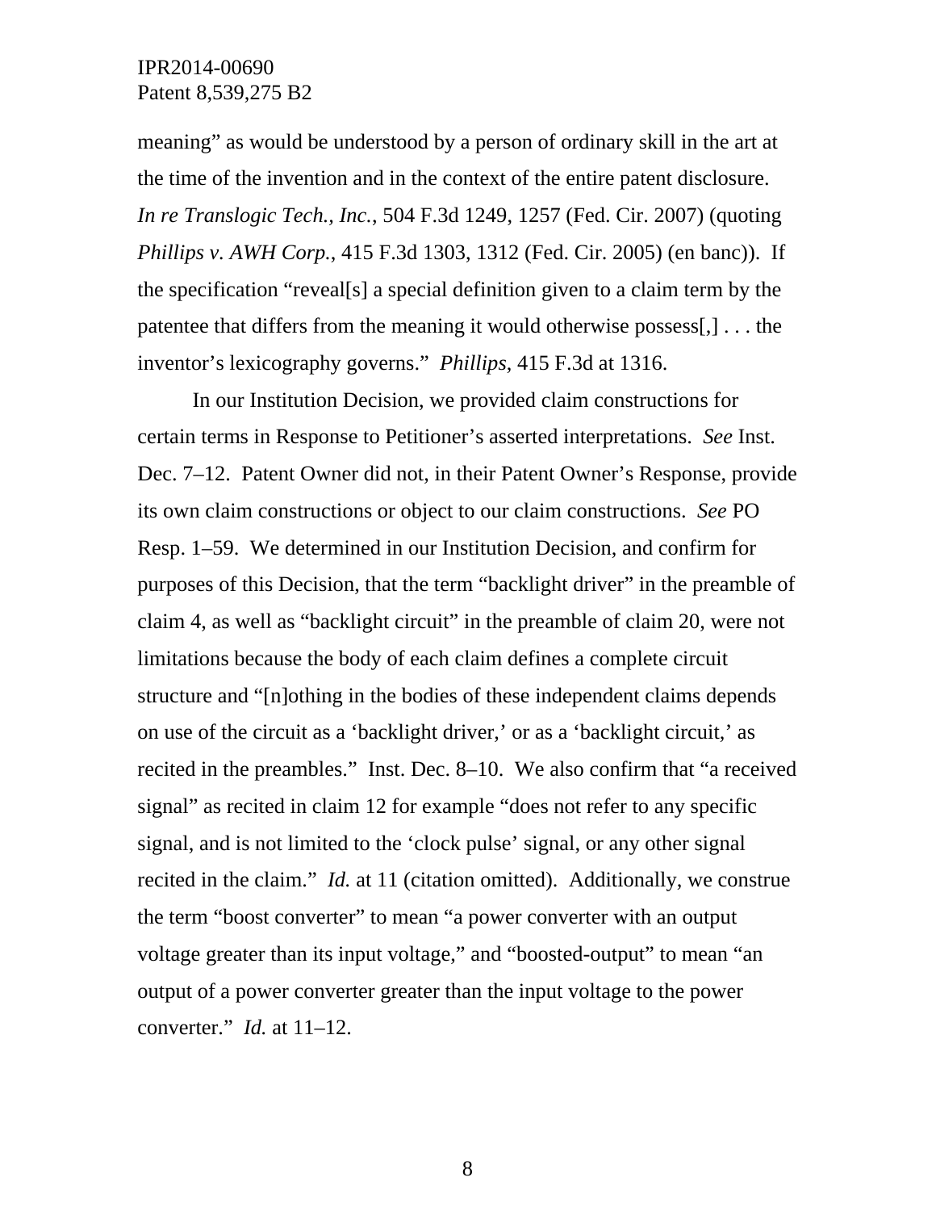meaning" as would be understood by a person of ordinary skill in the art at the time of the invention and in the context of the entire patent disclosure. *In re Translogic Tech., Inc.*, 504 F.3d 1249, 1257 (Fed. Cir. 2007) (quoting *Phillips v. AWH Corp.*, 415 F.3d 1303, 1312 (Fed. Cir. 2005) (en banc)). If the specification "reveal[s] a special definition given to a claim term by the patentee that differs from the meaning it would otherwise possess[,] . . . the inventor's lexicography governs." *Phillips*, 415 F.3d at 1316.

In our Institution Decision, we provided claim constructions for certain terms in Response to Petitioner's asserted interpretations. *See* Inst. Dec. 7–12. Patent Owner did not, in their Patent Owner's Response, provide its own claim constructions or object to our claim constructions. *See* PO Resp. 1–59. We determined in our Institution Decision, and confirm for purposes of this Decision, that the term "backlight driver" in the preamble of claim 4, as well as "backlight circuit" in the preamble of claim 20, were not limitations because the body of each claim defines a complete circuit structure and "[n]othing in the bodies of these independent claims depends on use of the circuit as a 'backlight driver,' or as a 'backlight circuit,' as recited in the preambles." Inst. Dec. 8–10. We also confirm that "a received signal" as recited in claim 12 for example "does not refer to any specific signal, and is not limited to the 'clock pulse' signal, or any other signal recited in the claim." *Id.* at 11 (citation omitted). Additionally, we construe the term "boost converter" to mean "a power converter with an output voltage greater than its input voltage," and "boosted-output" to mean "an output of a power converter greater than the input voltage to the power converter." *Id.* at 11–12.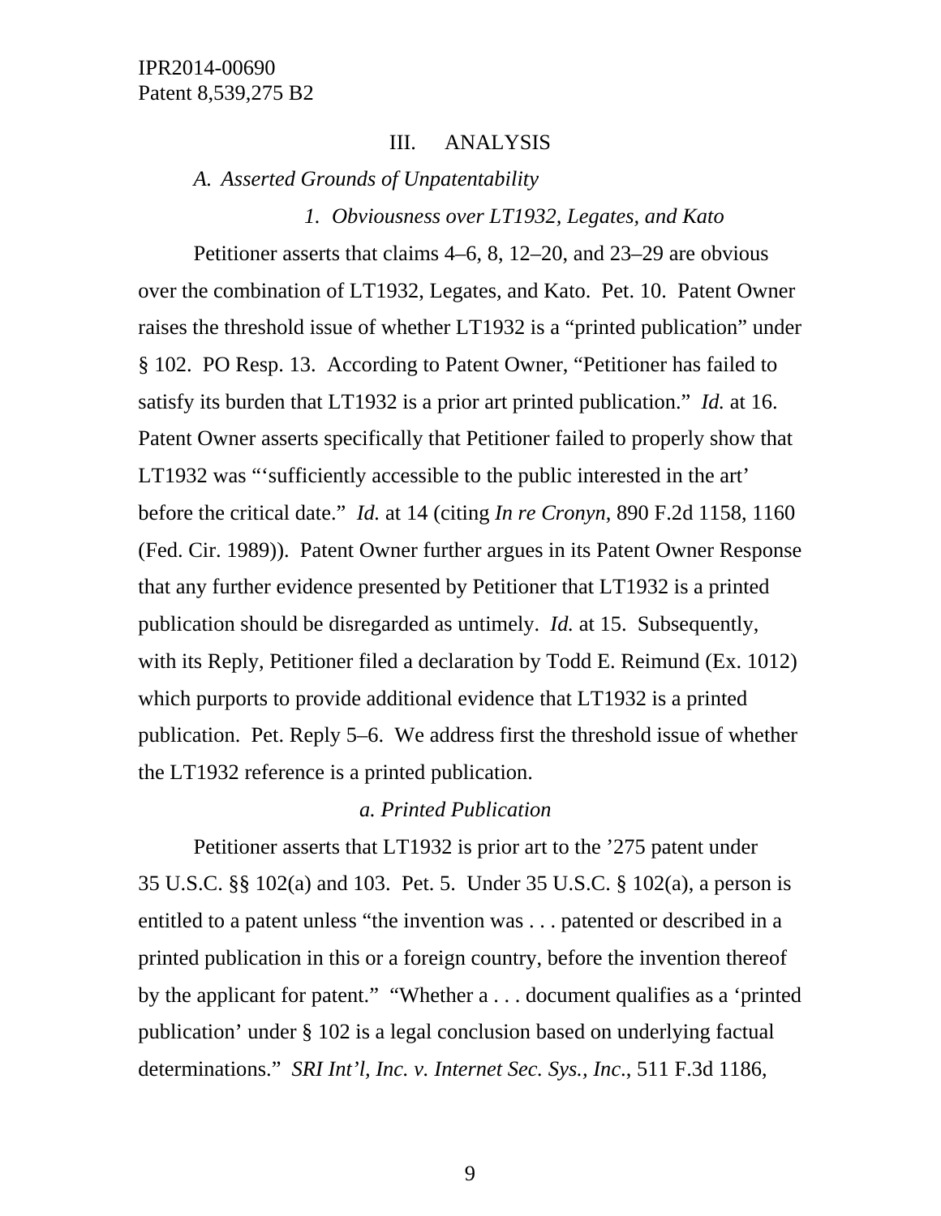## III. ANALYSIS

### *A. Asserted Grounds of Unpatentability*

#### *1. Obviousness over LT1932, Legates, and Kato*

Petitioner asserts that claims 4–6, 8, 12–20, and 23–29 are obvious over the combination of LT1932, Legates, and Kato. Pet. 10. Patent Owner raises the threshold issue of whether LT1932 is a "printed publication" under § 102. PO Resp. 13. According to Patent Owner, "Petitioner has failed to satisfy its burden that LT1932 is a prior art printed publication." *Id.* at 16. Patent Owner asserts specifically that Petitioner failed to properly show that LT1932 was "'sufficiently accessible to the public interested in the art' before the critical date." *Id.* at 14 (citing *In re Cronyn*, 890 F.2d 1158, 1160 (Fed. Cir. 1989)). Patent Owner further argues in its Patent Owner Response that any further evidence presented by Petitioner that LT1932 is a printed publication should be disregarded as untimely. *Id.* at 15. Subsequently, with its Reply, Petitioner filed a declaration by Todd E. Reimund (Ex. 1012) which purports to provide additional evidence that LT1932 is a printed publication. Pet. Reply 5–6. We address first the threshold issue of whether the LT1932 reference is a printed publication.

##### *a. Printed Publication*

Petitioner asserts that LT1932 is prior art to the '275 patent under 35 U.S.C. §§ 102(a) and 103. Pet. 5. Under 35 U.S.C. § 102(a), a person is entitled to a patent unless "the invention was . . . patented or described in a printed publication in this or a foreign country, before the invention thereof by the applicant for patent." "Whether a . . . document qualifies as a 'printed publication' under § 102 is a legal conclusion based on underlying factual determinations." *SRI Int'l, Inc. v. Internet Sec. Sys., Inc.*, 511 F.3d 1186,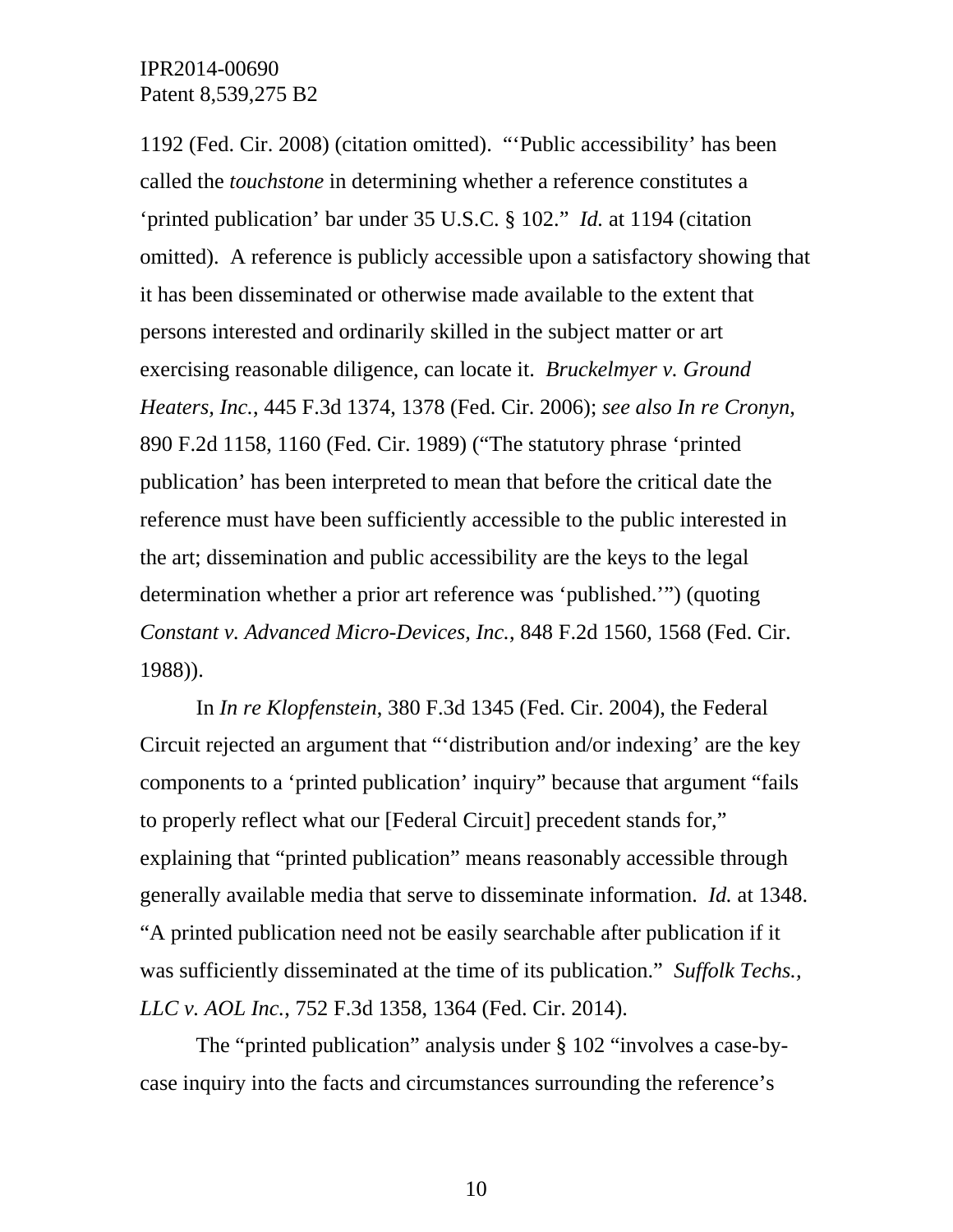1192 (Fed. Cir. 2008) (citation omitted). "'Public accessibility' has been called the *touchstone* in determining whether a reference constitutes a 'printed publication' bar under 35 U.S.C. § 102." *Id.* at 1194 (citation omitted). A reference is publicly accessible upon a satisfactory showing that it has been disseminated or otherwise made available to the extent that persons interested and ordinarily skilled in the subject matter or art exercising reasonable diligence, can locate it. *Bruckelmyer v. Ground Heaters, Inc.*, 445 F.3d 1374, 1378 (Fed. Cir. 2006); *see also In re Cronyn*, 890 F.2d 1158, 1160 (Fed. Cir. 1989) ("The statutory phrase 'printed publication' has been interpreted to mean that before the critical date the reference must have been sufficiently accessible to the public interested in the art; dissemination and public accessibility are the keys to the legal determination whether a prior art reference was 'published.'") (quoting *Constant v. Advanced Micro-Devices, Inc.*, 848 F.2d 1560, 1568 (Fed. Cir. 1988)).

In *In re Klopfenstein*, 380 F.3d 1345 (Fed. Cir. 2004), the Federal Circuit rejected an argument that "'distribution and/or indexing' are the key components to a 'printed publication' inquiry" because that argument "fails to properly reflect what our [Federal Circuit] precedent stands for," explaining that "printed publication" means reasonably accessible through generally available media that serve to disseminate information. *Id.* at 1348. "A printed publication need not be easily searchable after publication if it was sufficiently disseminated at the time of its publication." *Suffolk Techs., LLC v. AOL Inc.*, 752 F.3d 1358, 1364 (Fed. Cir. 2014).

The "printed publication" analysis under § 102 "involves a case-by-case inquiry into the facts and circumstances surrounding the reference's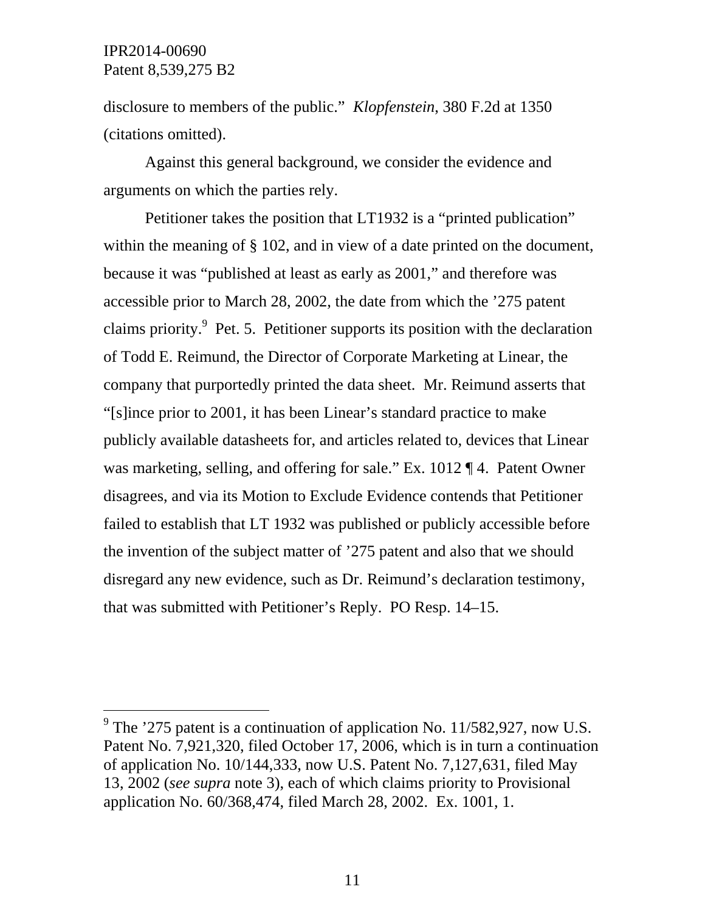disclosure to members of the public." *Klopfenstein*, 380 F.2d at 1350 (citations omitted).

Against this general background, we consider the evidence and arguments on which the parties rely.

Petitioner takes the position that LT1932 is a "printed publication" within the meaning of § 102, and in view of a date printed on the document, because it was "published at least as early as 2001," and therefore was accessible prior to March 28, 2002, the date from which the '275 patent claims priority.[9] Pet. 5. Petitioner supports its position with the declaration of Todd E. Reimund, the Director of Corporate Marketing at Linear, the company that purportedly printed the data sheet. Mr. Reimund asserts that "[s]ince prior to 2001, it has been Linear's standard practice to make publicly available datasheets for, and articles related to, devices that Linear was marketing, selling, and offering for sale." Ex. 1012 ¶ 4. Patent Owner disagrees, and via its Motion to Exclude Evidence contends that Petitioner failed to establish that LT 1932 was published or publicly accessible before the invention of the subject matter of '275 patent and also that we should disregard any new evidence, such as Dr. Reimund's declaration testimony, that was submitted with Petitioner's Reply. PO Resp. 14–15.

---

[9] The '275 patent is a continuation of application No. 11/582,927, now U.S. Patent No. 7,921,320, filed October 17, 2006, which is in turn a continuation of application No. 10/144,333, now U.S. Patent No. 7,127,631, filed May 13, 2002 (*see supra* note 3), each of which claims priority to Provisional application No. 60/368,474, filed March 28, 2002. Ex. 1001, 1.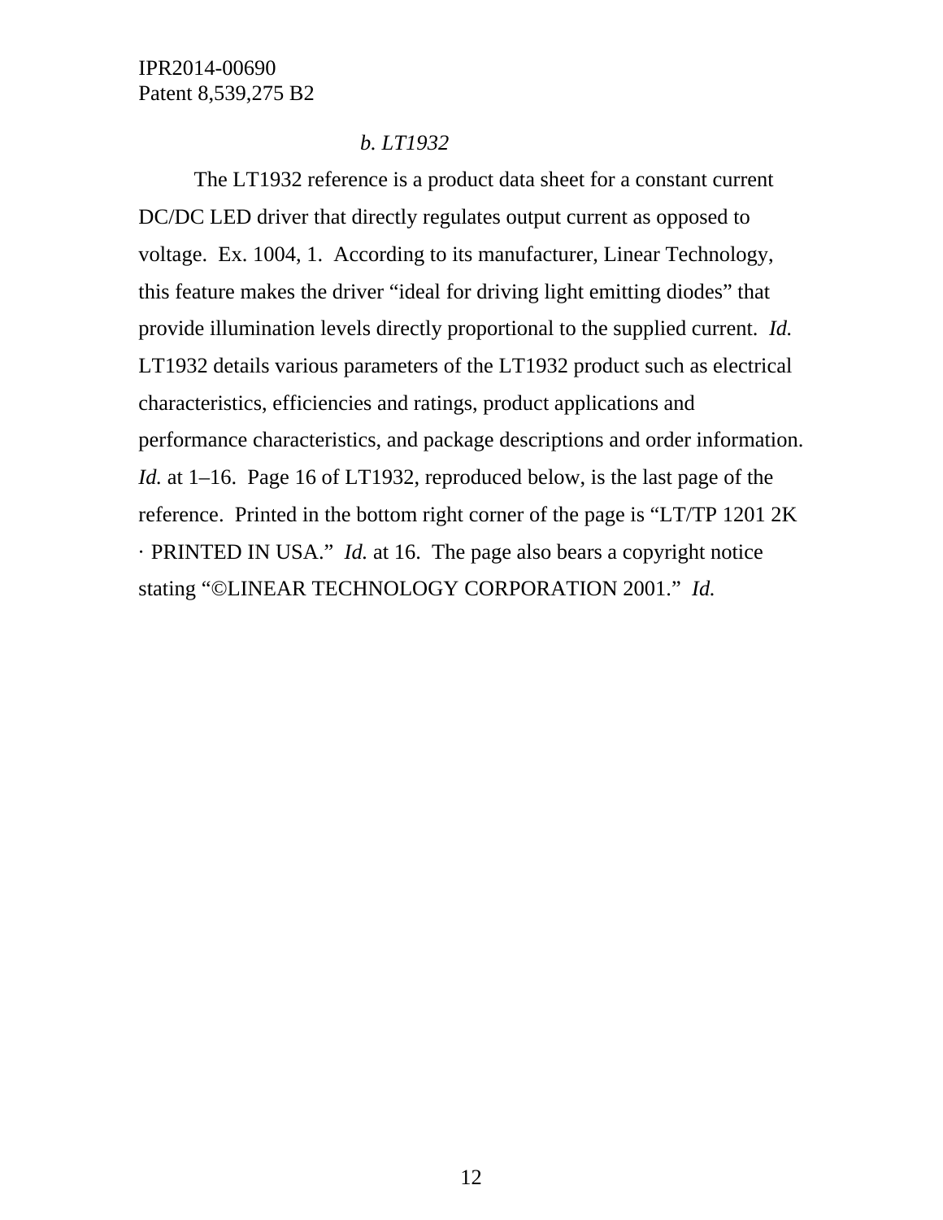*b. LT1932*

The LT1932 reference is a product data sheet for a constant current DC/DC LED driver that directly regulates output current as opposed to voltage. Ex. 1004, 1. According to its manufacturer, Linear Technology, this feature makes the driver "ideal for driving light emitting diodes" that provide illumination levels directly proportional to the supplied current. *Id.* LT1932 details various parameters of the LT1932 product such as electrical characteristics, efficiencies and ratings, product applications and performance characteristics, and package descriptions and order information. *Id.* at 1–16. Page 16 of LT1932, reproduced below, is the last page of the reference. Printed in the bottom right corner of the page is "LT/TP 1201 2K · PRINTED IN USA." *Id.* at 16. The page also bears a copyright notice stating "©LINEAR TECHNOLOGY CORPORATION 2001." *Id.*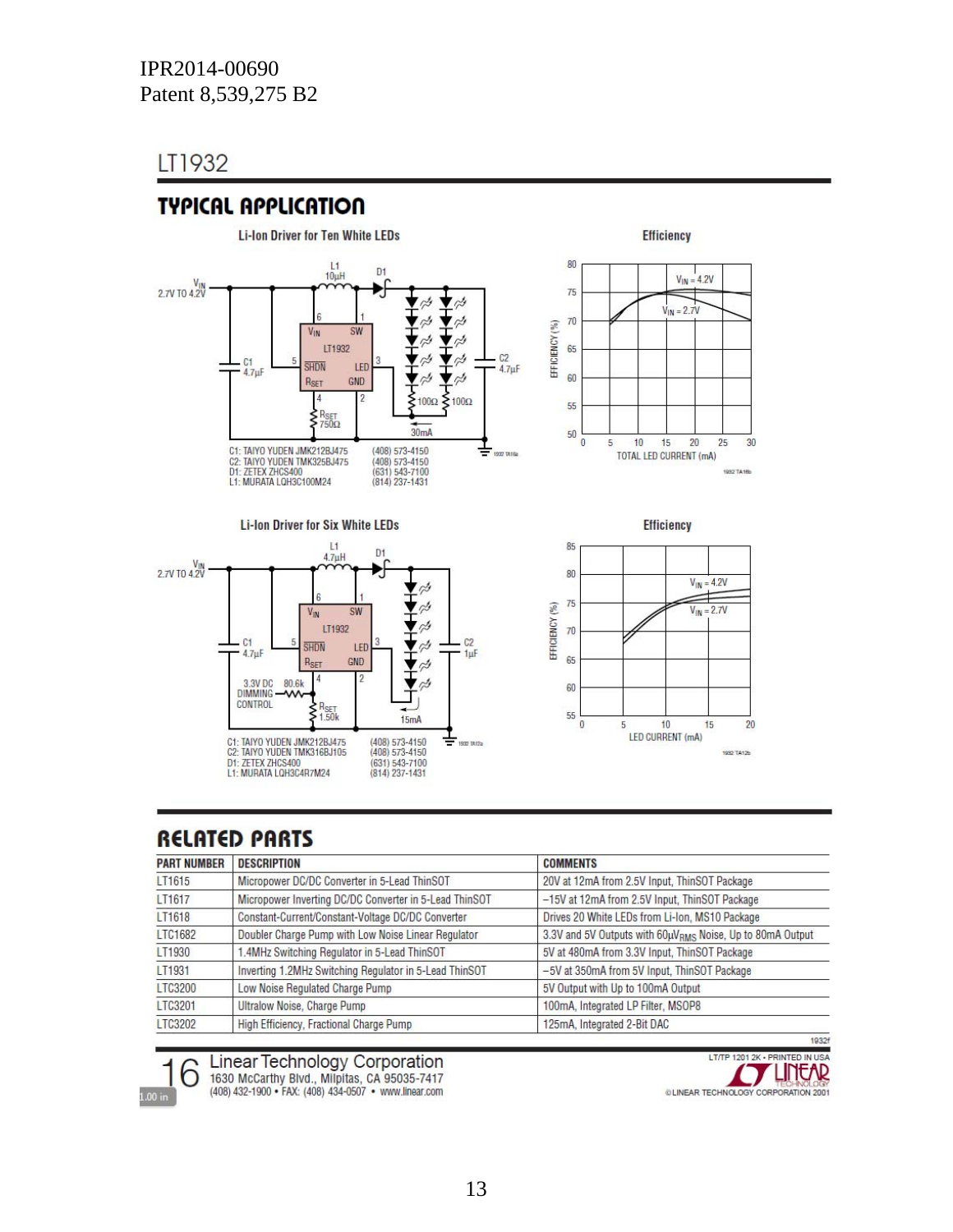IPR2014-00690
Patent 8,539,275 B2

LT1932

## TYPICAL APPLICATION

**Li-Ion Driver for Ten White LEDs**

$V_{IN}$ 2.7V TO 4.2V

L1 10μH

D1

C1 4.7μF

C2 4.7μF

$R_{SET}$ 750Ω

100Ω 100Ω

30mA

C1: TAIYO YUDEN JMK212BJ475 (408) 573-4150
C2: TAIYO YUDEN TMK325BJ475 (408) 573-4150
D1: ZETEX ZHCS400 (631) 543-7100
L1: MURATA LQH3C100M24 (814) 237-1431

**Efficiency**

$V_{IN}$ = 4.2V

$V_{IN}$ = 2.7V

EFFICIENCY (%)

TOTAL LED CURRENT (mA)

**Li-Ion Driver for Six White LEDs**

$V_{IN}$ 2.7V TO 4.2V

L1 4.7μH

D1

C1 4.7μF

C2 1μF

3.3V DC DIMMING CONTROL 80.6k

$R_{SET}$ 1.50k

15mA

C1: TAIYO YUDEN JMK212BJ475 (408) 573-4150
C2: TAIYO YUDEN TMK316BJ105 (408) 573-4150
D1: ZETEX ZHCS400 (631) 543-7100
L1: MURATA LQH3C4R7M24 (814) 237-1431

**Efficiency**

$V_{IN}$ = 4.2V

$V_{IN}$ = 2.7V

EFFICIENCY (%)

LED CURRENT (mA)

## RELATED PARTS

| PART NUMBER | DESCRIPTION | COMMENTS |
|---|---|---|
| LT1615 | Micropower DC/DC Converter in 5-Lead ThinSOT | 20V at 12mA from 2.5V Input, ThinSOT Package |
| LT1617 | Micropower Inverting DC/DC Converter in 5-Lead ThinSOT | −15V at 12mA from 2.5V Input, ThinSOT Package |
| LT1618 | Constant-Current/Constant-Voltage DC/DC Converter | Drives 20 White LEDs from Li-Ion, MS10 Package |
| LTC1682 | Doubler Charge Pump with Low Noise Linear Regulator | 3.3V and 5V Outputs with 60μ$V_{RMS}$ Noise, Up to 80mA Output |
| LT1930 | 1.4MHz Switching Regulator in 5-Lead ThinSOT | 5V at 480mA from 3.3V Input, ThinSOT Package |
| LT1931 | Inverting 1.2MHz Switching Regulator in 5-Lead ThinSOT | −5V at 350mA from 5V Input, ThinSOT Package |
| LTC3200 | Low Noise Regulated Charge Pump | 5V Output with Up to 100mA Output |
| LTC3201 | Ultralow Noise, Charge Pump | 100mA, Integrated LP Filter, MSOP8 |
| LTC3202 | High Efficiency, Fractional Charge Pump | 125mA, Integrated 2-Bit DAC |

Linear Technology Corporation
1630 McCarthy Blvd., Milpitas, CA 95035-7417
(408) 432-1900 • FAX: (408) 434-0507 • www.linear.com

LT/TP 1201 2K • PRINTED IN USA
© LINEAR TECHNOLOGY CORPORATION 2001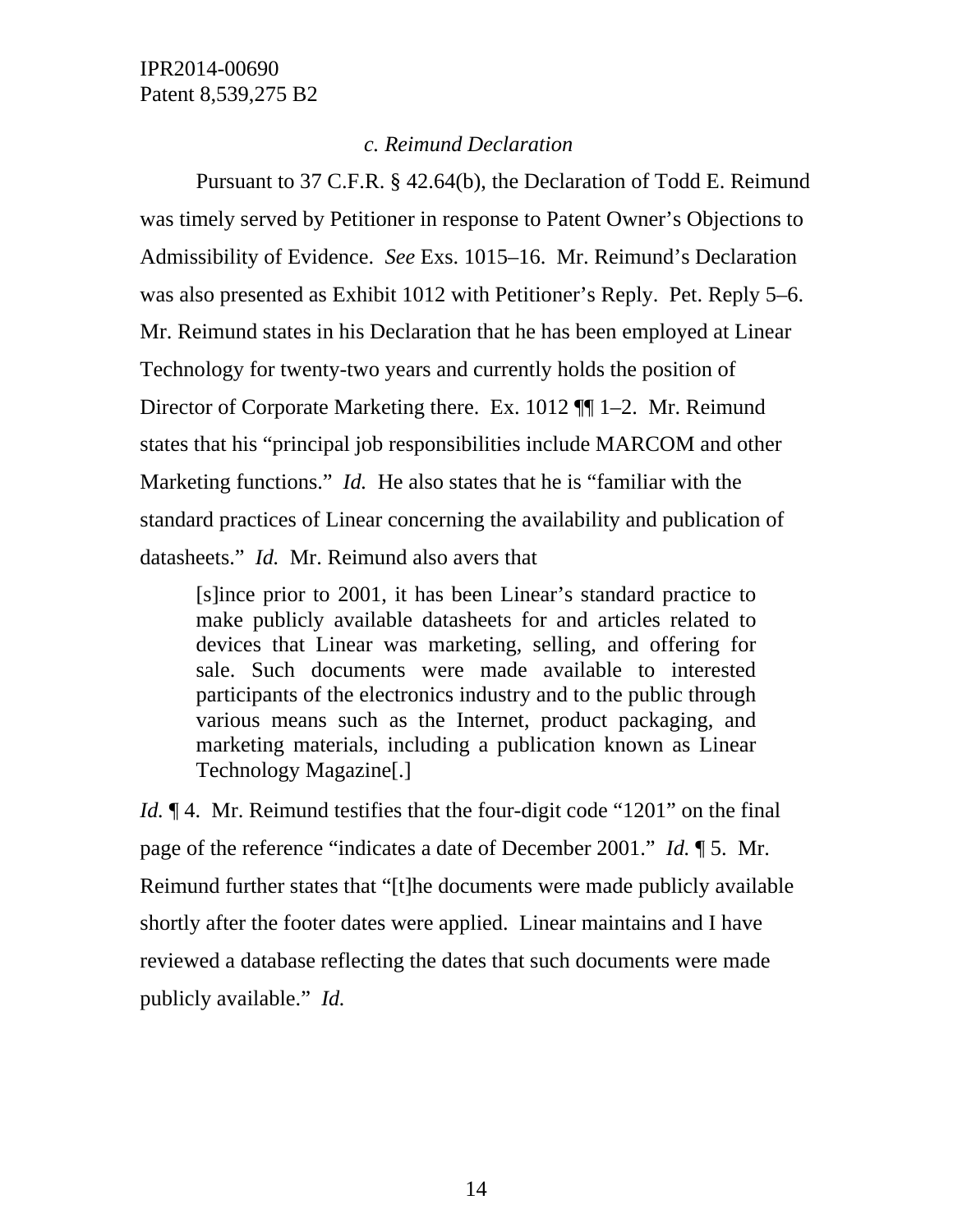*c. Reimund Declaration*

Pursuant to 37 C.F.R. § 42.64(b), the Declaration of Todd E. Reimund was timely served by Petitioner in response to Patent Owner's Objections to Admissibility of Evidence. *See* Exs. 1015–16. Mr. Reimund's Declaration was also presented as Exhibit 1012 with Petitioner's Reply. Pet. Reply 5–6. Mr. Reimund states in his Declaration that he has been employed at Linear Technology for twenty-two years and currently holds the position of Director of Corporate Marketing there. Ex. 1012 ¶¶ 1–2. Mr. Reimund states that his "principal job responsibilities include MARCOM and other Marketing functions." *Id.* He also states that he is "familiar with the standard practices of Linear concerning the availability and publication of datasheets." *Id.* Mr. Reimund also avers that

> [s]ince prior to 2001, it has been Linear's standard practice to make publicly available datasheets for and articles related to devices that Linear was marketing, selling, and offering for sale. Such documents were made available to interested participants of the electronics industry and to the public through various means such as the Internet, product packaging, and marketing materials, including a publication known as Linear Technology Magazine[.]

*Id.* ¶ 4. Mr. Reimund testifies that the four-digit code "1201" on the final page of the reference "indicates a date of December 2001." *Id.* ¶ 5. Mr. Reimund further states that "[t]he documents were made publicly available shortly after the footer dates were applied. Linear maintains and I have reviewed a database reflecting the dates that such documents were made publicly available." *Id.*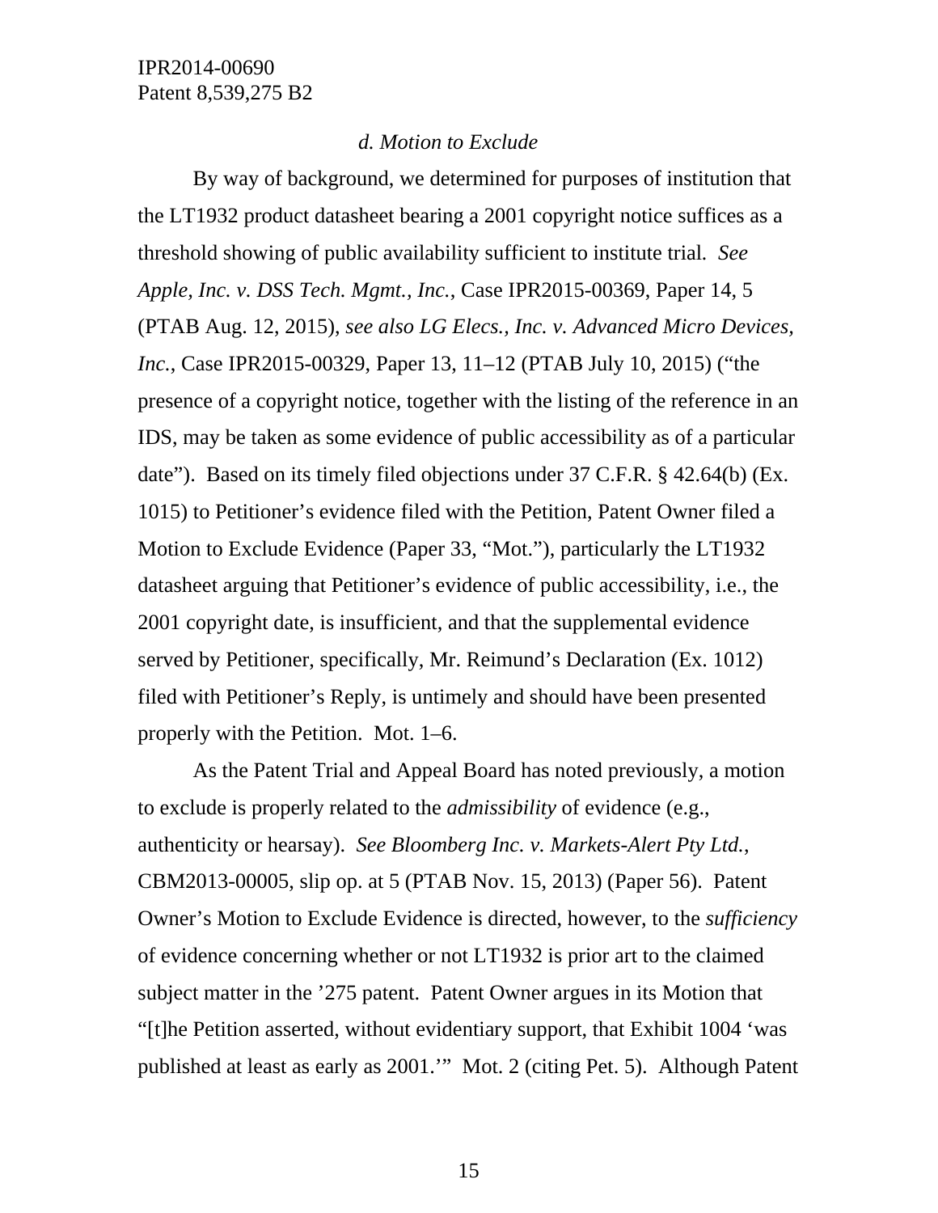*d. Motion to Exclude*

By way of background, we determined for purposes of institution that the LT1932 product datasheet bearing a 2001 copyright notice suffices as a threshold showing of public availability sufficient to institute trial. *See Apple, Inc. v. DSS Tech. Mgmt., Inc.*, Case IPR2015-00369, Paper 14, 5 (PTAB Aug. 12, 2015), *see also LG Elecs., Inc. v. Advanced Micro Devices, Inc.*, Case IPR2015-00329, Paper 13, 11–12 (PTAB July 10, 2015) ("the presence of a copyright notice, together with the listing of the reference in an IDS, may be taken as some evidence of public accessibility as of a particular date"). Based on its timely filed objections under 37 C.F.R. § 42.64(b) (Ex. 1015) to Petitioner's evidence filed with the Petition, Patent Owner filed a Motion to Exclude Evidence (Paper 33, "Mot."), particularly the LT1932 datasheet arguing that Petitioner's evidence of public accessibility, i.e., the 2001 copyright date, is insufficient, and that the supplemental evidence served by Petitioner, specifically, Mr. Reimund's Declaration (Ex. 1012) filed with Petitioner's Reply, is untimely and should have been presented properly with the Petition. Mot. 1–6.

As the Patent Trial and Appeal Board has noted previously, a motion to exclude is properly related to the *admissibility* of evidence (e.g., authenticity or hearsay). *See Bloomberg Inc. v. Markets-Alert Pty Ltd.*, CBM2013-00005, slip op. at 5 (PTAB Nov. 15, 2013) (Paper 56). Patent Owner's Motion to Exclude Evidence is directed, however, to the *sufficiency* of evidence concerning whether or not LT1932 is prior art to the claimed subject matter in the '275 patent. Patent Owner argues in its Motion that "[t]he Petition asserted, without evidentiary support, that Exhibit 1004 'was published at least as early as 2001.'" Mot. 2 (citing Pet. 5). Although Patent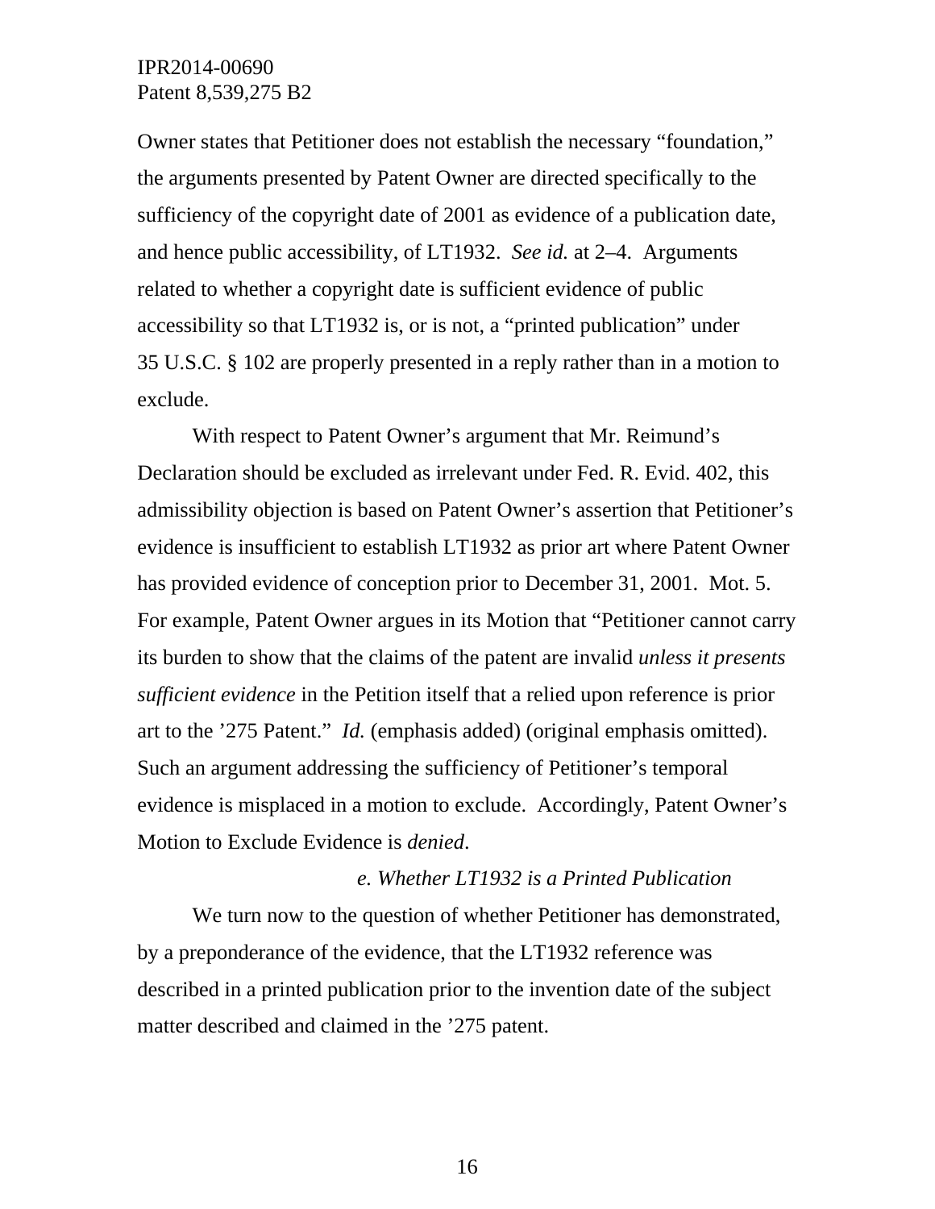Owner states that Petitioner does not establish the necessary "foundation," the arguments presented by Patent Owner are directed specifically to the sufficiency of the copyright date of 2001 as evidence of a publication date, and hence public accessibility, of LT1932. *See id.* at 2–4. Arguments related to whether a copyright date is sufficient evidence of public accessibility so that LT1932 is, or is not, a "printed publication" under 35 U.S.C. § 102 are properly presented in a reply rather than in a motion to exclude.

With respect to Patent Owner's argument that Mr. Reimund's Declaration should be excluded as irrelevant under Fed. R. Evid. 402, this admissibility objection is based on Patent Owner's assertion that Petitioner's evidence is insufficient to establish LT1932 as prior art where Patent Owner has provided evidence of conception prior to December 31, 2001. Mot. 5. For example, Patent Owner argues in its Motion that "Petitioner cannot carry its burden to show that the claims of the patent are invalid *unless it presents sufficient evidence* in the Petition itself that a relied upon reference is prior art to the '275 Patent." *Id.* (emphasis added) (original emphasis omitted). Such an argument addressing the sufficiency of Petitioner's temporal evidence is misplaced in a motion to exclude. Accordingly, Patent Owner's Motion to Exclude Evidence is *denied*.

*e. Whether LT1932 is a Printed Publication*

We turn now to the question of whether Petitioner has demonstrated, by a preponderance of the evidence, that the LT1932 reference was described in a printed publication prior to the invention date of the subject matter described and claimed in the '275 patent.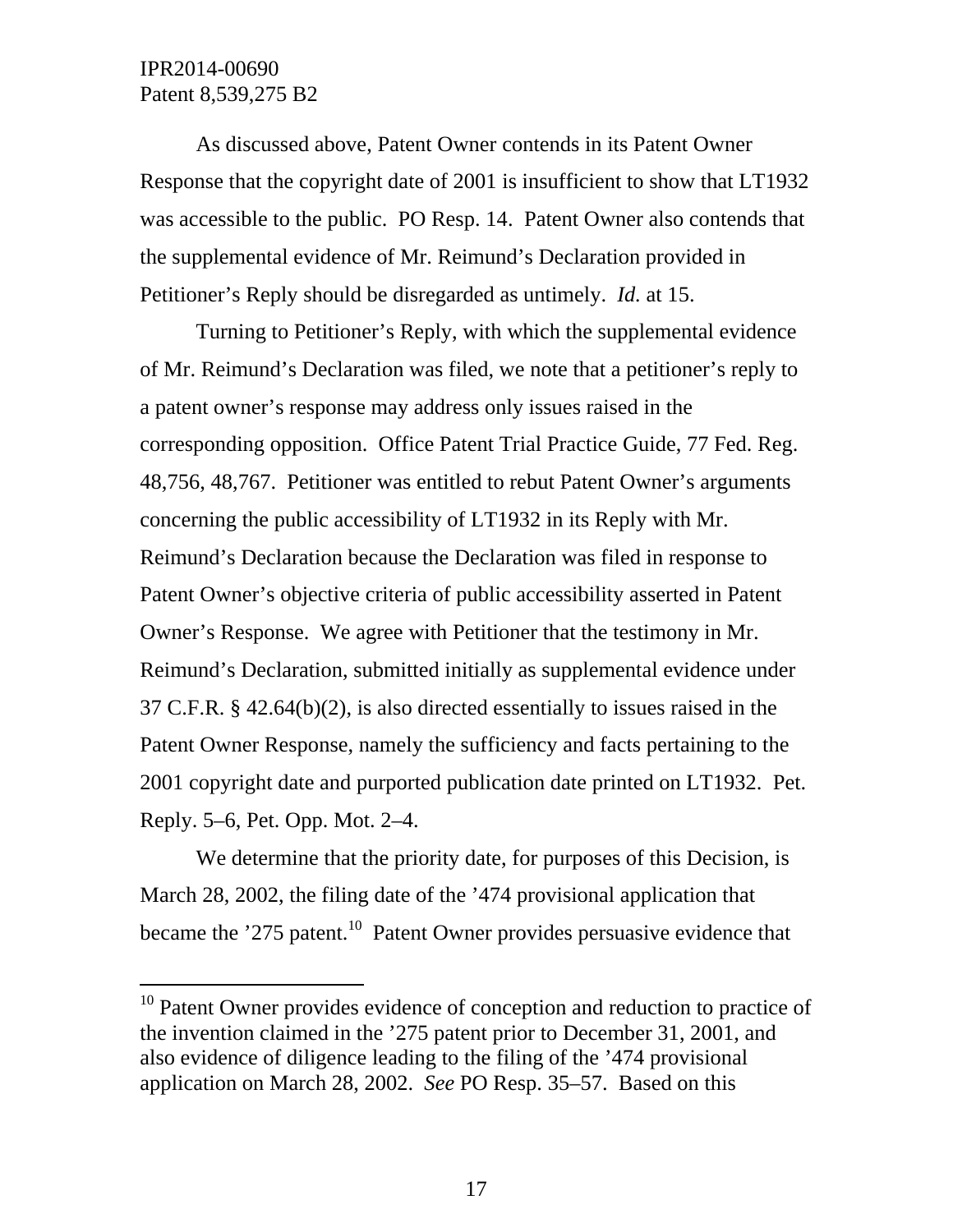As discussed above, Patent Owner contends in its Patent Owner Response that the copyright date of 2001 is insufficient to show that LT1932 was accessible to the public. PO Resp. 14. Patent Owner also contends that the supplemental evidence of Mr. Reimund's Declaration provided in Petitioner's Reply should be disregarded as untimely. *Id.* at 15.

Turning to Petitioner's Reply, with which the supplemental evidence of Mr. Reimund's Declaration was filed, we note that a petitioner's reply to a patent owner's response may address only issues raised in the corresponding opposition. Office Patent Trial Practice Guide, 77 Fed. Reg. 48,756, 48,767. Petitioner was entitled to rebut Patent Owner's arguments concerning the public accessibility of LT1932 in its Reply with Mr. Reimund's Declaration because the Declaration was filed in response to Patent Owner's objective criteria of public accessibility asserted in Patent Owner's Response. We agree with Petitioner that the testimony in Mr. Reimund's Declaration, submitted initially as supplemental evidence under 37 C.F.R. § 42.64(b)(2), is also directed essentially to issues raised in the Patent Owner Response, namely the sufficiency and facts pertaining to the 2001 copyright date and purported publication date printed on LT1932. Pet. Reply. 5–6, Pet. Opp. Mot. 2–4.

We determine that the priority date, for purposes of this Decision, is March 28, 2002, the filing date of the '474 provisional application that became the '275 patent.[10] Patent Owner provides persuasive evidence that

[10] Patent Owner provides evidence of conception and reduction to practice of the invention claimed in the '275 patent prior to December 31, 2001, and also evidence of diligence leading to the filing of the '474 provisional application on March 28, 2002. *See* PO Resp. 35–57. Based on this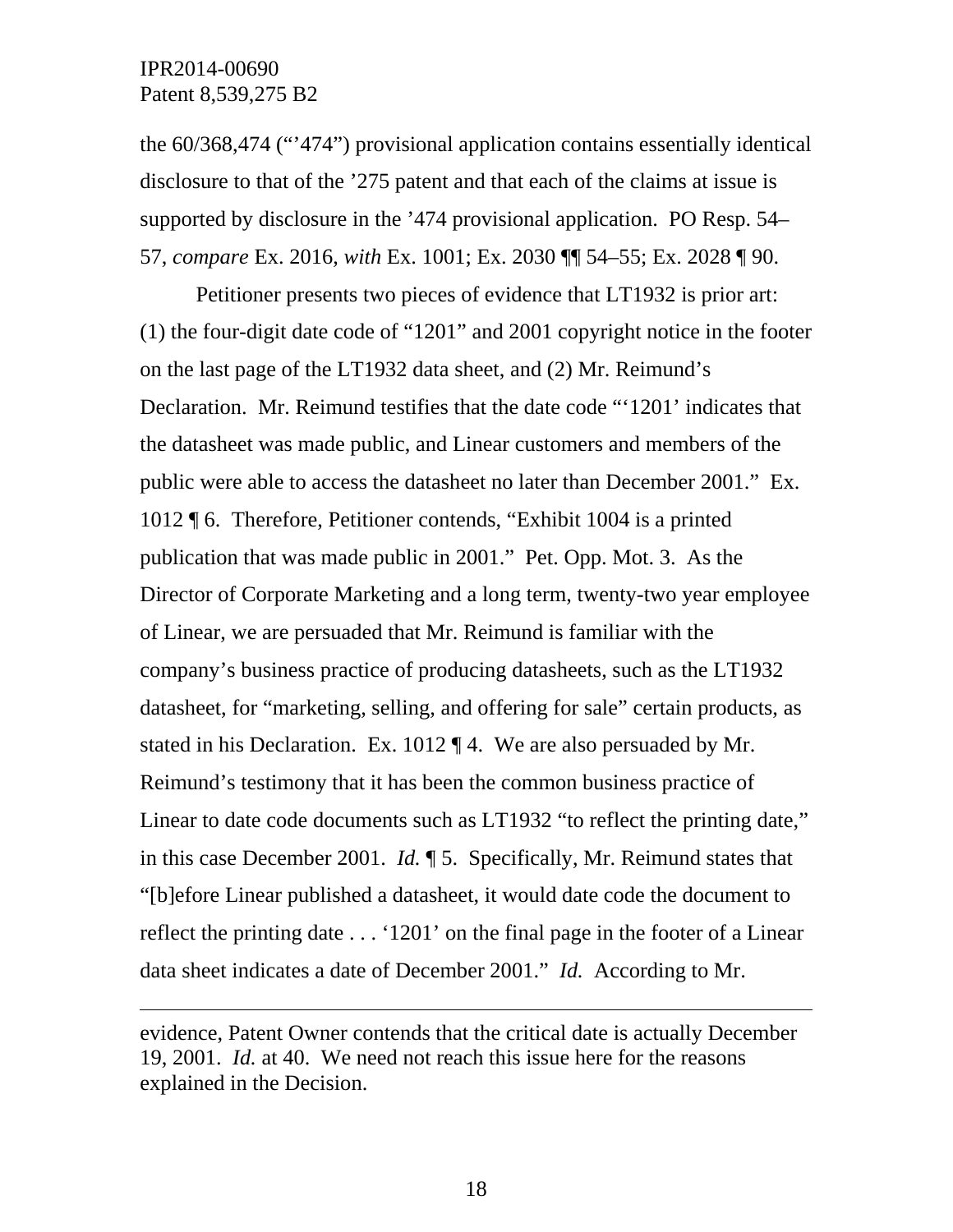the 60/368,474 ("'474") provisional application contains essentially identical disclosure to that of the '275 patent and that each of the claims at issue is supported by disclosure in the '474 provisional application. PO Resp. 54–57, *compare* Ex. 2016, *with* Ex. 1001; Ex. 2030 ¶¶ 54–55; Ex. 2028 ¶ 90.

Petitioner presents two pieces of evidence that LT1932 is prior art: (1) the four-digit date code of "1201" and 2001 copyright notice in the footer on the last page of the LT1932 data sheet, and (2) Mr. Reimund's Declaration. Mr. Reimund testifies that the date code "'1201' indicates that the datasheet was made public, and Linear customers and members of the public were able to access the datasheet no later than December 2001." Ex. 1012 ¶ 6. Therefore, Petitioner contends, "Exhibit 1004 is a printed publication that was made public in 2001." Pet. Opp. Mot. 3. As the Director of Corporate Marketing and a long term, twenty-two year employee of Linear, we are persuaded that Mr. Reimund is familiar with the company's business practice of producing datasheets, such as the LT1932 datasheet, for "marketing, selling, and offering for sale" certain products, as stated in his Declaration. Ex. 1012 ¶ 4. We are also persuaded by Mr. Reimund's testimony that it has been the common business practice of Linear to date code documents such as LT1932 "to reflect the printing date," in this case December 2001. *Id.* ¶ 5. Specifically, Mr. Reimund states that "[b]efore Linear published a datasheet, it would date code the document to reflect the printing date . . . '1201' on the final page in the footer of a Linear data sheet indicates a date of December 2001." *Id.* According to Mr.

---

evidence, Patent Owner contends that the critical date is actually December 19, 2001. *Id.* at 40. We need not reach this issue here for the reasons explained in the Decision.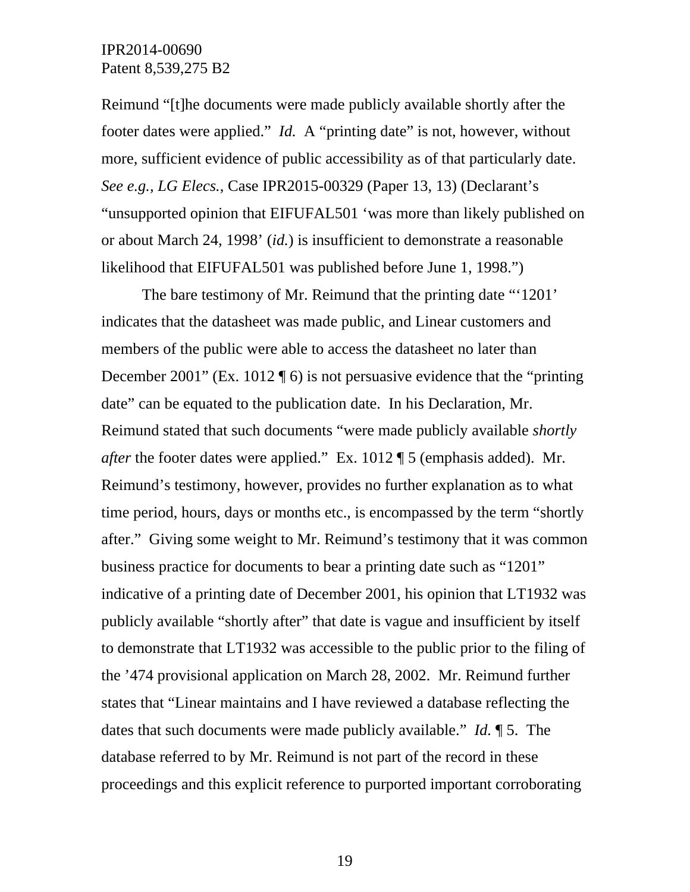Reimund "[t]he documents were made publicly available shortly after the footer dates were applied." *Id.* A "printing date" is not, however, without more, sufficient evidence of public accessibility as of that particularly date. *See e.g., LG Elecs.*, Case IPR2015-00329 (Paper 13, 13) (Declarant's "unsupported opinion that EIFUFAL501 'was more than likely published on or about March 24, 1998' (*id.*) is insufficient to demonstrate a reasonable likelihood that EIFUFAL501 was published before June 1, 1998.")

The bare testimony of Mr. Reimund that the printing date "'1201' indicates that the datasheet was made public, and Linear customers and members of the public were able to access the datasheet no later than December 2001" (Ex. 1012 ¶ 6) is not persuasive evidence that the "printing date" can be equated to the publication date. In his Declaration, Mr. Reimund stated that such documents "were made publicly available *shortly after* the footer dates were applied." Ex. 1012 ¶ 5 (emphasis added). Mr. Reimund's testimony, however, provides no further explanation as to what time period, hours, days or months etc., is encompassed by the term "shortly after." Giving some weight to Mr. Reimund's testimony that it was common business practice for documents to bear a printing date such as "1201" indicative of a printing date of December 2001, his opinion that LT1932 was publicly available "shortly after" that date is vague and insufficient by itself to demonstrate that LT1932 was accessible to the public prior to the filing of the '474 provisional application on March 28, 2002. Mr. Reimund further states that "Linear maintains and I have reviewed a database reflecting the dates that such documents were made publicly available." *Id.* ¶ 5. The database referred to by Mr. Reimund is not part of the record in these proceedings and this explicit reference to purported important corroborating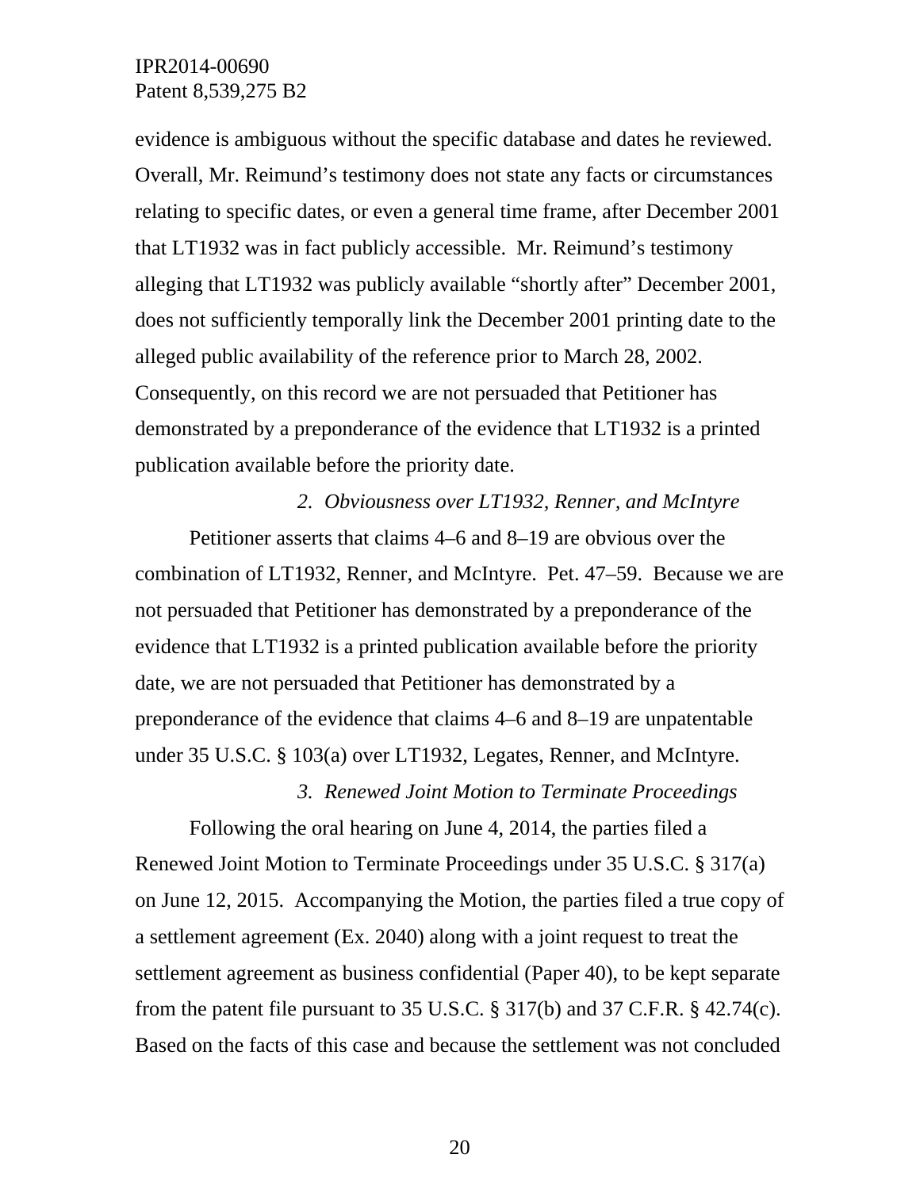evidence is ambiguous without the specific database and dates he reviewed. Overall, Mr. Reimund's testimony does not state any facts or circumstances relating to specific dates, or even a general time frame, after December 2001 that LT1932 was in fact publicly accessible. Mr. Reimund's testimony alleging that LT1932 was publicly available "shortly after" December 2001, does not sufficiently temporally link the December 2001 printing date to the alleged public availability of the reference prior to March 28, 2002. Consequently, on this record we are not persuaded that Petitioner has demonstrated by a preponderance of the evidence that LT1932 is a printed publication available before the priority date.

### *2. Obviousness over LT1932, Renner, and McIntyre*

Petitioner asserts that claims 4–6 and 8–19 are obvious over the combination of LT1932, Renner, and McIntyre. Pet. 47–59. Because we are not persuaded that Petitioner has demonstrated by a preponderance of the evidence that LT1932 is a printed publication available before the priority date, we are not persuaded that Petitioner has demonstrated by a preponderance of the evidence that claims 4–6 and 8–19 are unpatentable under 35 U.S.C. § 103(a) over LT1932, Legates, Renner, and McIntyre.

### *3. Renewed Joint Motion to Terminate Proceedings*

Following the oral hearing on June 4, 2014, the parties filed a Renewed Joint Motion to Terminate Proceedings under 35 U.S.C. § 317(a) on June 12, 2015. Accompanying the Motion, the parties filed a true copy of a settlement agreement (Ex. 2040) along with a joint request to treat the settlement agreement as business confidential (Paper 40), to be kept separate from the patent file pursuant to 35 U.S.C. § 317(b) and 37 C.F.R. § 42.74(c). Based on the facts of this case and because the settlement was not concluded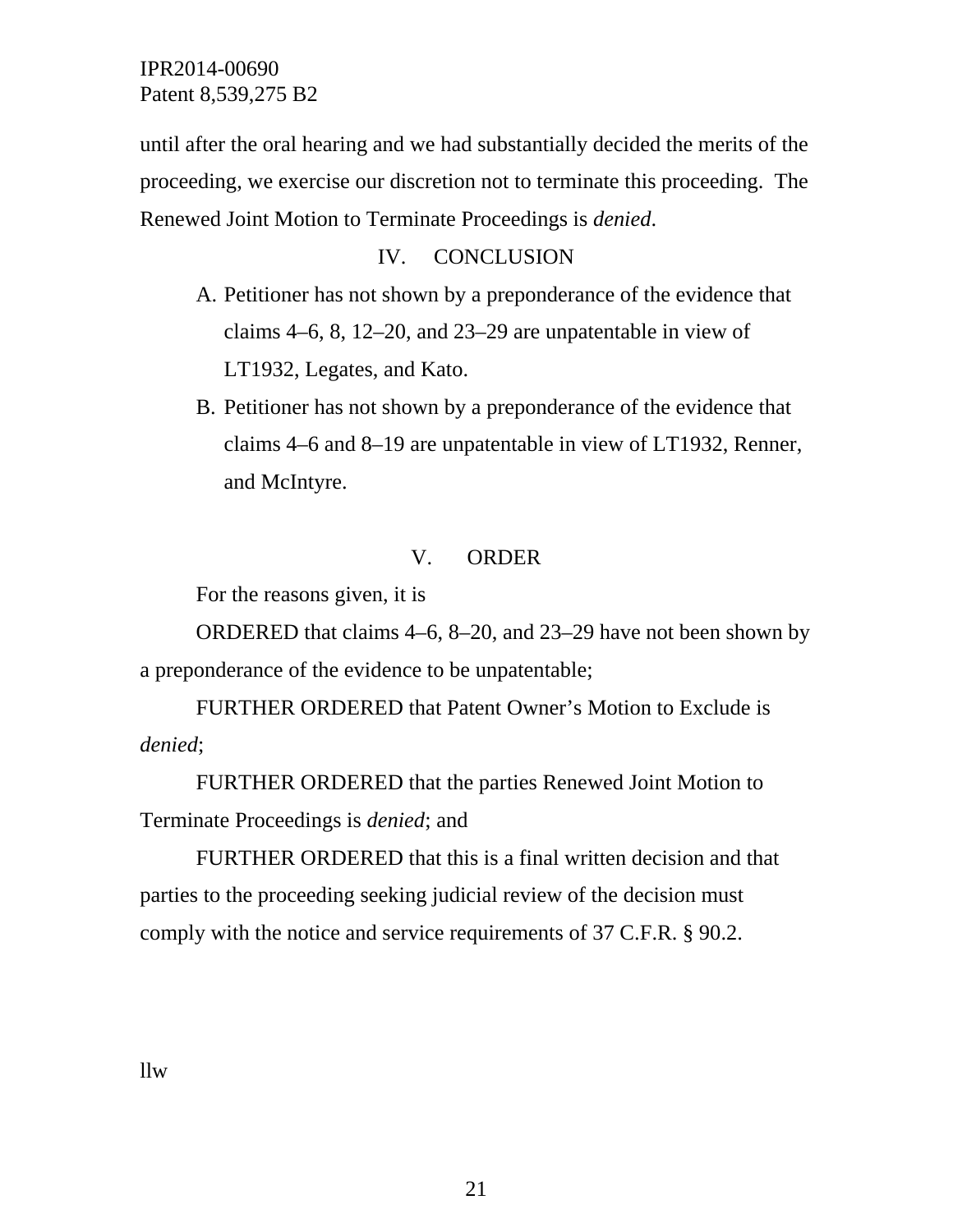until after the oral hearing and we had substantially decided the merits of the proceeding, we exercise our discretion not to terminate this proceeding. The Renewed Joint Motion to Terminate Proceedings is *denied*.

## IV. CONCLUSION

A. Petitioner has not shown by a preponderance of the evidence that claims 4–6, 8, 12–20, and 23–29 are unpatentable in view of LT1932, Legates, and Kato.

B. Petitioner has not shown by a preponderance of the evidence that claims 4–6 and 8–19 are unpatentable in view of LT1932, Renner, and McIntyre.

## V. ORDER

For the reasons given, it is

ORDERED that claims 4–6, 8–20, and 23–29 have not been shown by a preponderance of the evidence to be unpatentable;

FURTHER ORDERED that Patent Owner's Motion to Exclude is *denied*;

FURTHER ORDERED that the parties Renewed Joint Motion to Terminate Proceedings is *denied*; and

FURTHER ORDERED that this is a final written decision and that parties to the proceeding seeking judicial review of the decision must comply with the notice and service requirements of 37 C.F.R. § 90.2.

llw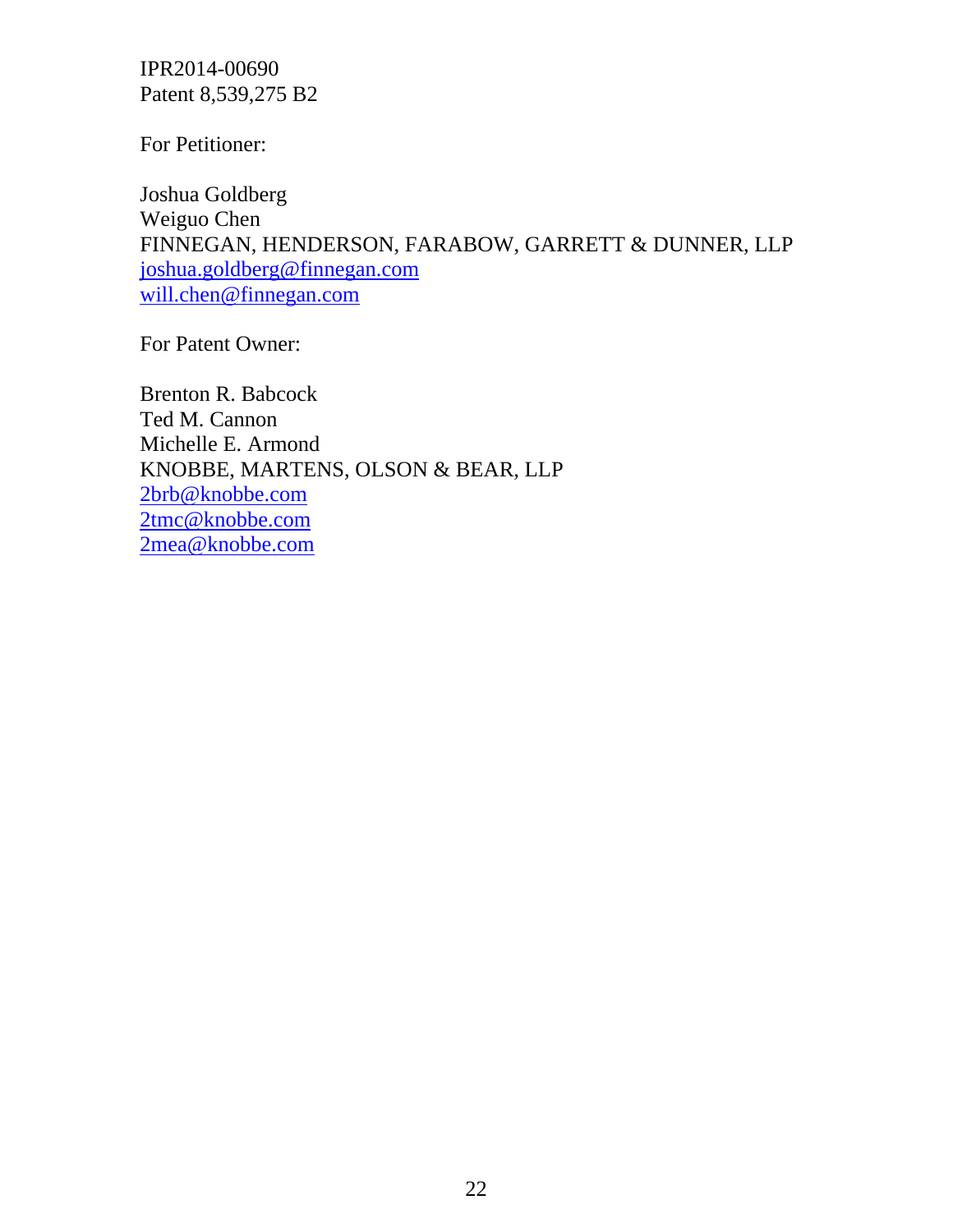IPR2014-00690
Patent 8,539,275 B2

For Petitioner:

Joshua Goldberg
Weiguo Chen
FINNEGAN, HENDERSON, FARABOW, GARRETT & DUNNER, LLP
joshua.goldberg@finnegan.com
will.chen@finnegan.com

For Patent Owner:

Brenton R. Babcock
Ted M. Cannon
Michelle E. Armond
KNOBBE, MARTENS, OLSON & BEAR, LLP
2brb@knobbe.com
2tmc@knobbe.com
2mea@knobbe.com